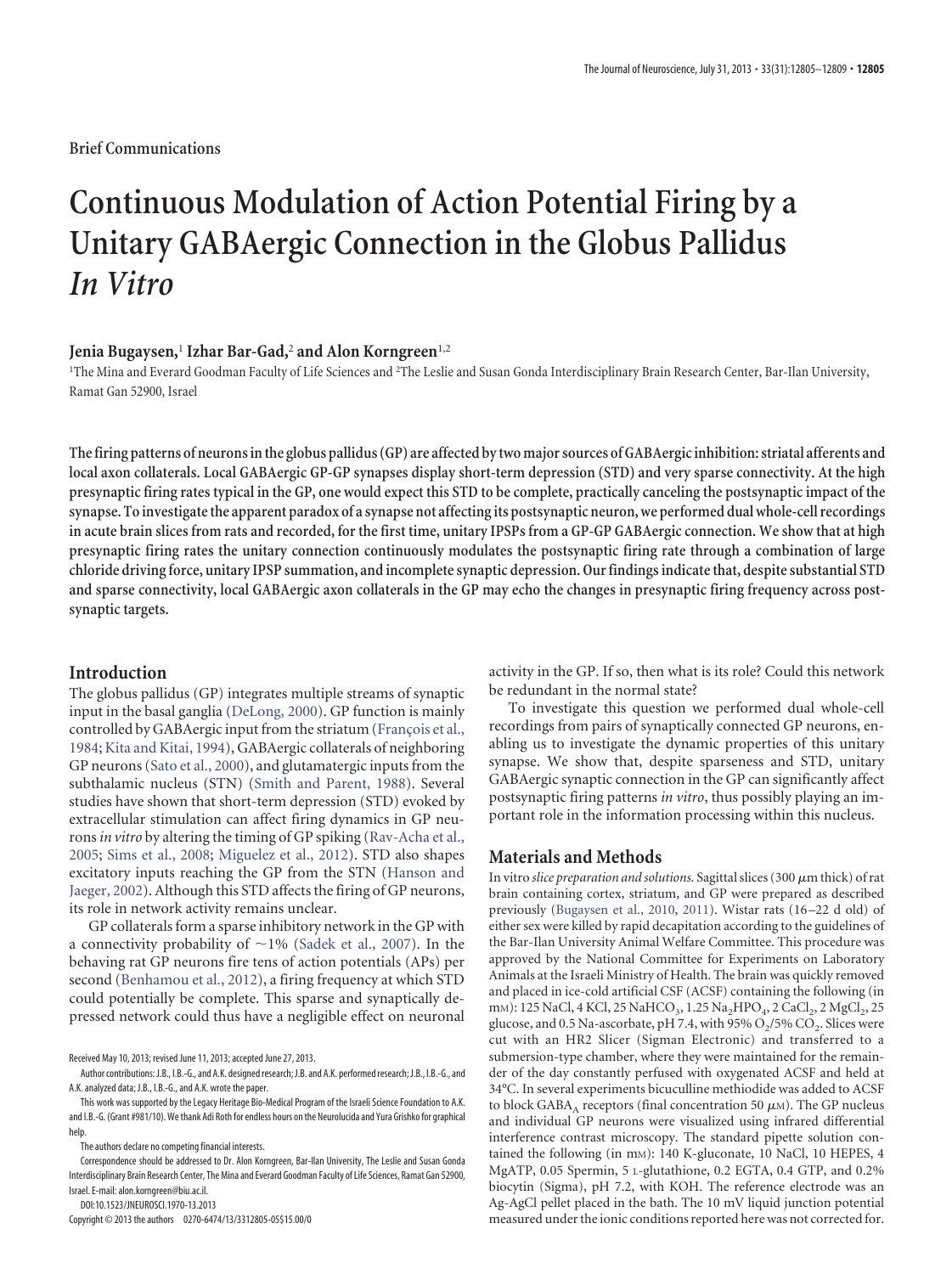Brief Communications

# Continuous Modulation of Action Potential Firing by a Unitary GABAergic Connection in the Globus Pallidus *In Vitro*

**Jenia Bugaysen,[1] Izhar Bar-Gad,[2] and Alon Korngreen[1,2]**

[1]The Mina and Everard Goodman Faculty of Life Sciences and [2]The Leslie and Susan Gonda Interdisciplinary Brain Research Center, Bar-Ilan University, Ramat Gan 52900, Israel

**The firing patterns of neurons in the globus pallidus (GP) are affected by two major sources of GABAergic inhibition: striatal afferents and local axon collaterals. Local GABAergic GP-GP synapses display short-term depression (STD) and very sparse connectivity. At the high presynaptic firing rates typical in the GP, one would expect this STD to be complete, practically canceling the postsynaptic impact of the synapse. To investigate the apparent paradox of a synapse not affecting its postsynaptic neuron, we performed dual whole-cell recordings in acute brain slices from rats and recorded, for the first time, unitary IPSPs from a GP-GP GABAergic connection. We show that at high presynaptic firing rates the unitary connection continuously modulates the postsynaptic firing rate through a combination of large chloride driving force, unitary IPSP summation, and incomplete synaptic depression. Our findings indicate that, despite substantial STD and sparse connectivity, local GABAergic axon collaterals in the GP may echo the changes in presynaptic firing frequency across postsynaptic targets.**

## Introduction

The globus pallidus (GP) integrates multiple streams of synaptic input in the basal ganglia (DeLong, 2000). GP function is mainly controlled by GABAergic input from the striatum (François et al., 1984; Kita and Kitai, 1994), GABAergic collaterals of neighboring GP neurons (Sato et al., 2000), and glutamatergic inputs from the subthalamic nucleus (STN) (Smith and Parent, 1988). Several studies have shown that short-term depression (STD) evoked by extracellular stimulation can affect firing dynamics in GP neurons *in vitro* by altering the timing of GP spiking (Rav-Acha et al., 2005; Sims et al., 2008; Miguelez et al., 2012). STD also shapes excitatory inputs reaching the GP from the STN (Hanson and Jaeger, 2002). Although this STD affects the firing of GP neurons, its role in network activity remains unclear.

GP collaterals form a sparse inhibitory network in the GP with a connectivity probability of ~1% (Sadek et al., 2007). In the behaving rat GP neurons fire tens of action potentials (APs) per second (Benhamou et al., 2012), a firing frequency at which STD could potentially be complete. This sparse and synaptically depressed network could thus have a negligible effect on neuronal activity in the GP. If so, then what is its role? Could this network be redundant in the normal state?

To investigate this question we performed dual whole-cell recordings from pairs of synaptically connected GP neurons, enabling us to investigate the dynamic properties of this unitary synapse. We show that, despite sparseness and STD, unitary GABAergic synaptic connection in the GP can significantly affect postsynaptic firing patterns *in vitro*, thus possibly playing an important role in the information processing within this nucleus.

## Materials and Methods

*In vitro slice preparation and solutions.* Sagittal slices (300 μm thick) of rat brain containing cortex, striatum, and GP were prepared as described previously (Bugaysen et al., 2010, 2011). Wistar rats (16–22 d old) of either sex were killed by rapid decapitation according to the guidelines of the Bar-Ilan University Animal Welfare Committee. This procedure was approved by the National Committee for Experiments on Laboratory Animals at the Israeli Ministry of Health. The brain was quickly removed and placed in ice-cold artificial CSF (ACSF) containing the following (in mM): 125 NaCl, 4 KCl, 25 $NaHCO_3$, 1.25 $Na_2HPO_4$, 2 $CaCl_2$, 2 $MgCl_2$, 25 glucose, and 0.5 Na-ascorbate, pH 7.4, with 95% $O_2$/5% $CO_2$. Slices were cut with an HR2 Slicer (Sigman Electronic) and transferred to a submersion-type chamber, where they were maintained for the remainder of the day constantly perfused with oxygenated ACSF and held at 34°C. In several experiments bicuculline methiodide was added to ACSF to block $GABA_A$ receptors (final concentration 50 μM). The GP nucleus and individual GP neurons were visualized using infrared differential interference contrast microscopy. The standard pipette solution contained the following (in mM): 140 K-gluconate, 10 NaCl, 10 HEPES, 4 MgATP, 0.05 Spermin, 5 L-glutathione, 0.2 EGTA, 0.4 GTP, and 0.2% biocytin (Sigma), pH 7.2, with KOH. The reference electrode was an Ag-AgCl pellet placed in the bath. The 10 mV liquid junction potential measured under the ionic conditions reported here was not corrected for.

Received May 10, 2013; revised June 11, 2013; accepted June 27, 2013.

Author contributions: J.B., I.B.-G., and A.K. designed research; J.B. and A.K. performed research; J.B., I.B.-G., and A.K. analyzed data; J.B., I.B.-G., and A.K. wrote the paper.

This work was supported by the Legacy Heritage Bio-Medical Program of the Israeli Science Foundation to A.K. and I.B.-G. (Grant #981/10). We thank Adi Roth for endless hours on the Neurolucida and Yura Grishko for graphical help.

The authors declare no competing financial interests.

Correspondence should be addressed to Dr. Alon Korngreen, Bar-Ilan University, The Leslie and Susan Gonda Interdisciplinary Brain Research Center, The Mina and Everard Goodman Faculty of Life Sciences, Ramat Gan 52900, Israel. E-mail: alon.korngreen@biu.ac.il.

DOI:10.1523/JNEUROSCI.1970-13.2013

Copyright © 2013 the authors 0270-6474/13/3312805-05$15.00/0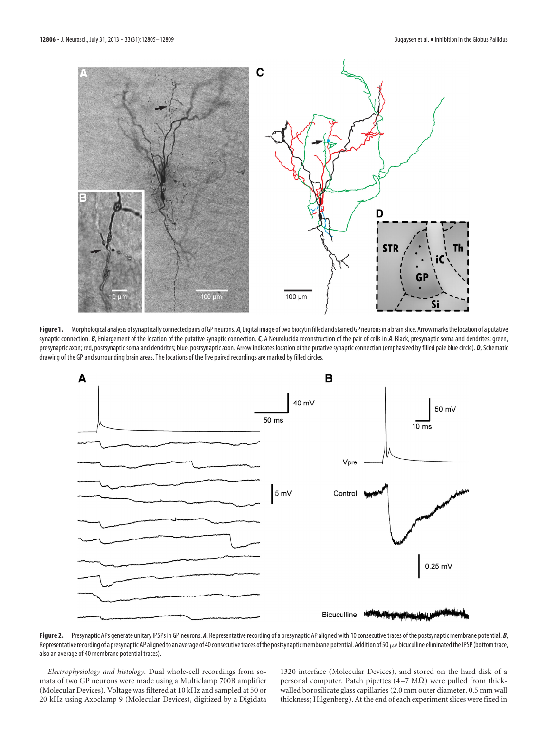**Figure 1.** Morphological analysis of synaptically connected pairs of GP neurons. ***A***, Digital image of two biocytin filled and stained GP neurons in a brain slice. Arrow marks the location of a putative synaptic connection. ***B***, Enlargement of the location of the putative synaptic connection. ***C***, A Neurolucida reconstruction of the pair of cells in ***A***. Black, presynaptic soma and dendrites; green, presynaptic axon; red, postsynaptic soma and dendrites; blue, postsynaptic axon. Arrow indicates location of the putative synaptic connection (emphasized by filled pale blue circle). ***D***, Schematic drawing of the GP and surrounding brain areas. The locations of the five paired recordings are marked by filled circles.

**Figure 2.** Presynaptic APs generate unitary IPSPs in GP neurons. ***A***, Representative recording of a presynaptic AP aligned with 10 consecutive traces of the postsynaptic membrane potential. ***B***, Representative recording of a presynaptic AP aligned to an average of 40 consecutive traces of the postsynaptic membrane potential. Addition of 50 $\mu$M bicuculline eliminated the IPSP (bottom trace, also an average of 40 membrane potential traces).

*Electrophysiology and histology.* Dual whole-cell recordings from somata of two GP neurons were made using a Multiclamp 700B amplifier (Molecular Devices). Voltage was filtered at 10 kHz and sampled at 50 or 20 kHz using Axoclamp 9 (Molecular Devices), digitized by a Digidata 1320 interface (Molecular Devices), and stored on the hard disk of a personal computer. Patch pipettes (4–7 M$\Omega$) were pulled from thick-walled borosilicate glass capillaries (2.0 mm outer diameter, 0.5 mm wall thickness; Hilgenberg). At the end of each experiment slices were fixed in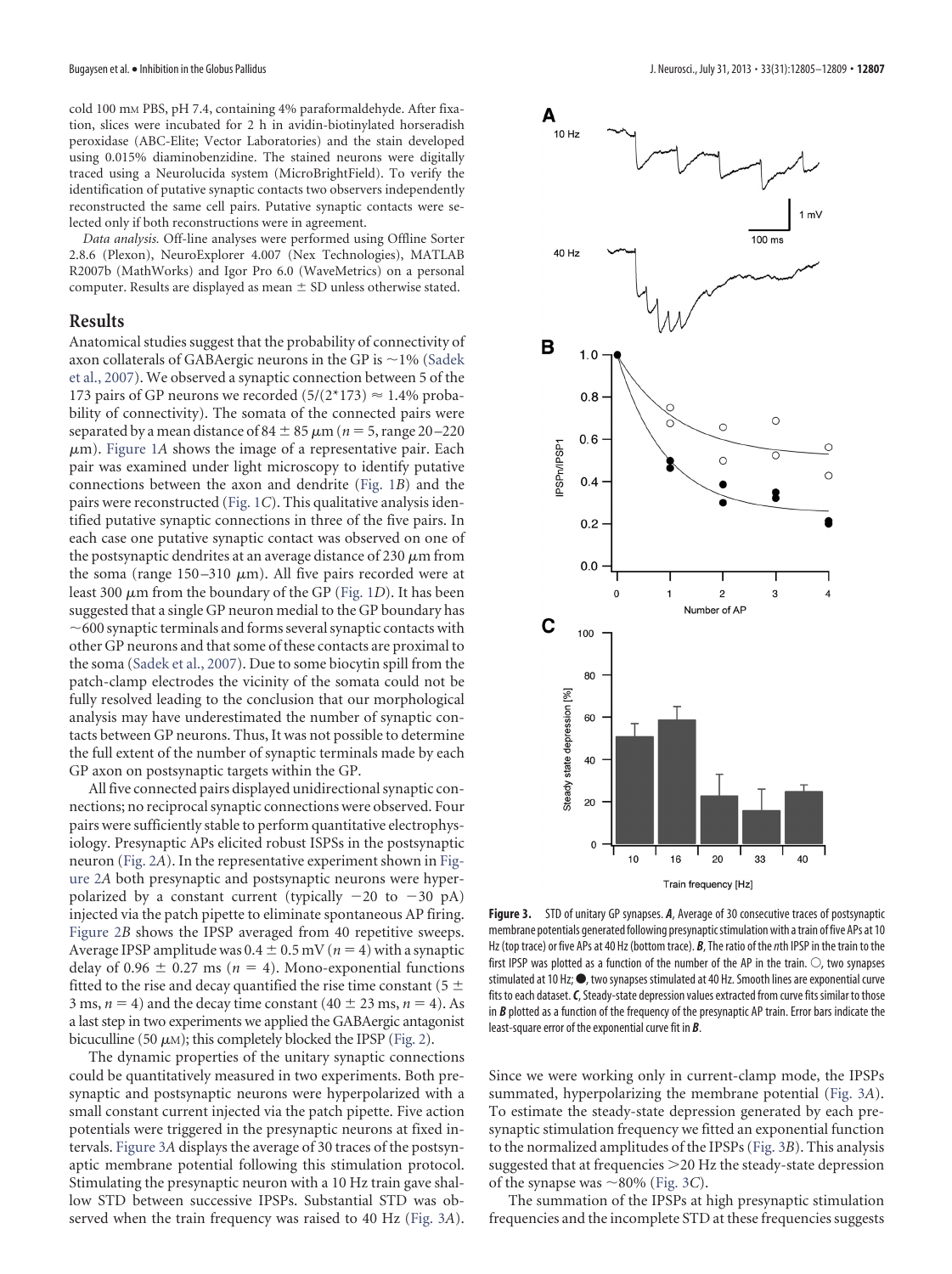cold 100 mM PBS, pH 7.4, containing 4% paraformaldehyde. After fixation, slices were incubated for 2 h in avidin-biotinylated horseradish peroxidase (ABC-Elite; Vector Laboratories) and the stain developed using 0.015% diaminobenzidine. The stained neurons were digitally traced using a Neurolucida system (MicroBrightField). To verify the identification of putative synaptic contacts two observers independently reconstructed the same cell pairs. Putative synaptic contacts were selected only if both reconstructions were in agreement.

*Data analysis.* Off-line analyses were performed using Offline Sorter 2.8.6 (Plexon), NeuroExplorer 4.007 (Nex Technologies), MATLAB R2007b (MathWorks) and Igor Pro 6.0 (WaveMetrics) on a personal computer. Results are displayed as mean ± SD unless otherwise stated.

## Results

Anatomical studies suggest that the probability of connectivity of axon collaterals of GABAergic neurons in the GP is ~1% (Sadek et al., 2007). We observed a synaptic connection between 5 of the 173 pairs of GP neurons we recorded ($5/(2*173) \approx 1.4\%$ probability of connectivity). The somata of the connected pairs were separated by a mean distance of 84 ± 85 μm ($n = 5$, range 20–220 μm). Figure 1*A* shows the image of a representative pair. Each pair was examined under light microscopy to identify putative connections between the axon and dendrite (Fig. 1*B*) and the pairs were reconstructed (Fig. 1*C*). This qualitative analysis identified putative synaptic connections in three of the five pairs. In each case one putative synaptic contact was observed on one of the postsynaptic dendrites at an average distance of 230 μm from the soma (range 150–310 μm). All five pairs recorded were at least 300 μm from the boundary of the GP (Fig. 1*D*). It has been suggested that a single GP neuron medial to the GP boundary has ~600 synaptic terminals and forms several synaptic contacts with other GP neurons and that some of these contacts are proximal to the soma (Sadek et al., 2007). Due to some biocytin spill from the patch-clamp electrodes the vicinity of the somata could not be fully resolved leading to the conclusion that our morphological analysis may have underestimated the number of synaptic contacts between GP neurons. Thus, It was not possible to determine the full extent of the number of synaptic terminals made by each GP axon on postsynaptic targets within the GP.

All five connected pairs displayed unidirectional synaptic connections; no reciprocal synaptic connections were observed. Four pairs were sufficiently stable to perform quantitative electrophysiology. Presynaptic APs elicited robust ISPSs in the postsynaptic neuron (Fig. 2*A*). In the representative experiment shown in Figure 2*A* both presynaptic and postsynaptic neurons were hyperpolarized by a constant current (typically −20 to −30 pA) injected via the patch pipette to eliminate spontaneous AP firing. Figure 2*B* shows the IPSP averaged from 40 repetitive sweeps. Average IPSP amplitude was 0.4 ± 0.5 mV ($n = 4$) with a synaptic delay of 0.96 ± 0.27 ms ($n = 4$). Mono-exponential functions fitted to the rise and decay quantified the rise time constant (5 ± 3 ms, $n = 4$) and the decay time constant (40 ± 23 ms, $n = 4$). As a last step in two experiments we applied the GABAergic antagonist bicuculline (50 μM); this completely blocked the IPSP (Fig. 2).

The dynamic properties of the unitary synaptic connections could be quantitatively measured in two experiments. Both presynaptic and postsynaptic neurons were hyperpolarized with a small constant current injected via the patch pipette. Five action potentials were triggered in the presynaptic neurons at fixed intervals. Figure 3*A* displays the average of 30 traces of the postsynaptic membrane potential following this stimulation protocol. Stimulating the presynaptic neuron with a 10 Hz train gave shallow STD between successive IPSPs. Substantial STD was observed when the train frequency was raised to 40 Hz (Fig. 3*A*).

**Figure 3.** STD of unitary GP synapses. ***A***, Average of 30 consecutive traces of postsynaptic membrane potentials generated following presynaptic stimulation with a train of five APs at 10 Hz (top trace) or five APs at 40 Hz (bottom trace). ***B***, The ratio of the *n*th IPSP in the train to the first IPSP was plotted as a function of the number of the AP in the train. ○, two synapses stimulated at 10 Hz; ●, two synapses stimulated at 40 Hz. Smooth lines are exponential curve fits to each dataset. ***C***, Steady-state depression values extracted from curve fits similar to those in ***B*** plotted as a function of the frequency of the presynaptic AP train. Error bars indicate the least-square error of the exponential curve fit in ***B***.

Since we were working only in current-clamp mode, the IPSPs summated, hyperpolarizing the membrane potential (Fig. 3*A*). To estimate the steady-state depression generated by each presynaptic stimulation frequency we fitted an exponential function to the normalized amplitudes of the IPSPs (Fig. 3*B*). This analysis suggested that at frequencies >20 Hz the steady-state depression of the synapse was ~80% (Fig. 3*C*).

The summation of the IPSPs at high presynaptic stimulation frequencies and the incomplete STD at these frequencies suggests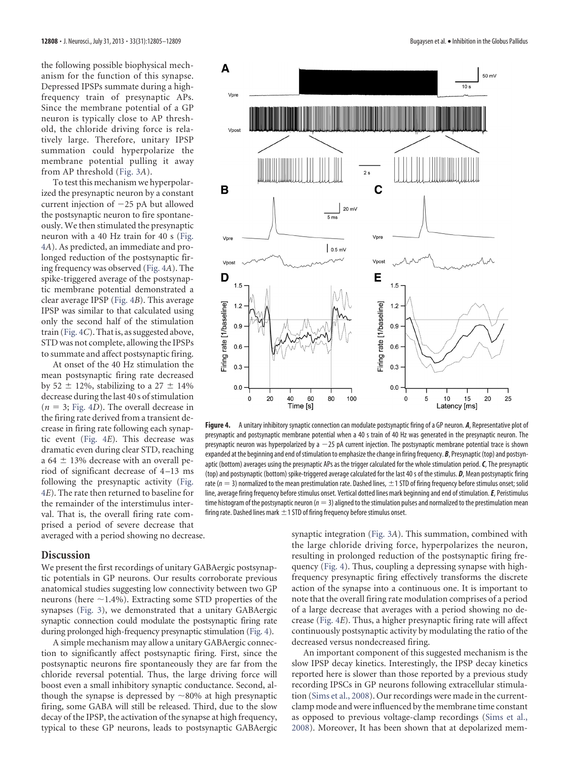the following possible biophysical mechanism for the function of this synapse. Depressed IPSPs summate during a high-frequency train of presynaptic APs. Since the membrane potential of a GP neuron is typically close to AP threshold, the chloride driving force is relatively large. Therefore, unitary IPSP summation could hyperpolarize the membrane potential pulling it away from AP threshold (Fig. 3*A*).

To test this mechanism we hyperpolarized the presynaptic neuron by a constant current injection of −25 pA but allowed the postsynaptic neuron to fire spontaneously. We then stimulated the presynaptic neuron with a 40 Hz train for 40 s (Fig. 4*A*). As predicted, an immediate and prolonged reduction of the postsynaptic firing frequency was observed (Fig. 4*A*). The spike-triggered average of the postsynaptic membrane potential demonstrated a clear average IPSP (Fig. 4*B*). This average IPSP was similar to that calculated using only the second half of the stimulation train (Fig. 4*C*). That is, as suggested above, STD was not complete, allowing the IPSPs to summate and affect postsynaptic firing.

At onset of the 40 Hz stimulation the mean postsynaptic firing rate decreased by 52 ± 12%, stabilizing to a 27 ± 14% decrease during the last 40 s of stimulation ($n = 3$; Fig. 4*D*). The overall decrease in the firing rate derived from a transient decrease in firing rate following each synaptic event (Fig. 4*E*). This decrease was dramatic even during clear STD, reaching a 64 ± 13% decrease with an overall period of significant decrease of 4–13 ms following the presynaptic activity (Fig. 4*E*). The rate then returned to baseline for the remainder of the interstimulus interval. That is, the overall firing rate comprised a period of severe decrease that averaged with a period showing no decrease.

**Figure 4.** A unitary inhibitory synaptic connection can modulate postsynaptic firing of a GP neuron. ***A***, Representative plot of presynaptic and postsynaptic membrane potential when a 40 s train of 40 Hz was generated in the presynaptic neuron. The presynaptic neuron was hyperpolarized by a −25 pA current injection. The postsynaptic membrane potential trace is shown expanded at the beginning and end of stimulation to emphasize the change in firing frequency. ***B***, Presynaptic (top) and postsynaptic (bottom) averages using the presynaptic APs as the trigger calculated for the whole stimulation period. ***C***, The presynaptic (top) and postsynaptic (bottom) spike-triggered average calculated for the last 40 s of the stimulus. ***D***, Mean postsynaptic firing rate ($n = 3$) normalized to the mean prestimulation rate. Dashed lines, ±1 STD of firing frequency before stimulus onset; solid line, average firing frequency before stimulus onset. Vertical dotted lines mark beginning and end of stimulation. ***E***, Peristimulus time histogram of the postsynaptic neuron ($n = 3$) aligned to the stimulation pulses and normalized to the prestimulation mean firing rate. Dashed lines mark ±1 STD of firing frequency before stimulus onset.

## Discussion

We present the first recordings of unitary GABAergic postsynaptic potentials in GP neurons. Our results corroborate previous anatomical studies suggesting low connectivity between two GP neurons (here ~1.4%). Extracting some STD properties of the synapses (Fig. 3), we demonstrated that a unitary GABAergic synaptic connection could modulate the postsynaptic firing rate during prolonged high-frequency presynaptic stimulation (Fig. 4).

A simple mechanism may allow a unitary GABAergic connection to significantly affect postsynaptic firing. First, since the postsynaptic neurons fire spontaneously they are far from the chloride reversal potential. Thus, the large driving force will boost even a small inhibitory synaptic conductance. Second, although the synapse is depressed by ~80% at high presynaptic firing, some GABA will still be released. Third, due to the slow decay of the IPSP, the activation of the synapse at high frequency, typical to these GP neurons, leads to postsynaptic GABAergic synaptic integration (Fig. 3*A*). This summation, combined with the large chloride driving force, hyperpolarizes the neuron, resulting in prolonged reduction of the postsynaptic firing frequency (Fig. 4). Thus, coupling a depressing synapse with high-frequency presynaptic firing effectively transforms the discrete action of the synapse into a continuous one. It is important to note that the overall firing rate modulation comprises of a period of a large decrease that averages with a period showing no decrease (Fig. 4*E*). Thus, a higher presynaptic firing rate will affect continuously postsynaptic activity by modulating the ratio of the decreased versus nondecreased firing.

An important component of this suggested mechanism is the slow IPSP decay kinetics. Interestingly, the IPSP decay kinetics reported here is slower than those reported by a previous study recording IPSCs in GP neurons following extracellular stimulation (Sims et al., 2008). Our recordings were made in the current-clamp mode and were influenced by the membrane time constant as opposed to previous voltage-clamp recordings (Sims et al., 2008). Moreover, It has been shown that at depolarized mem-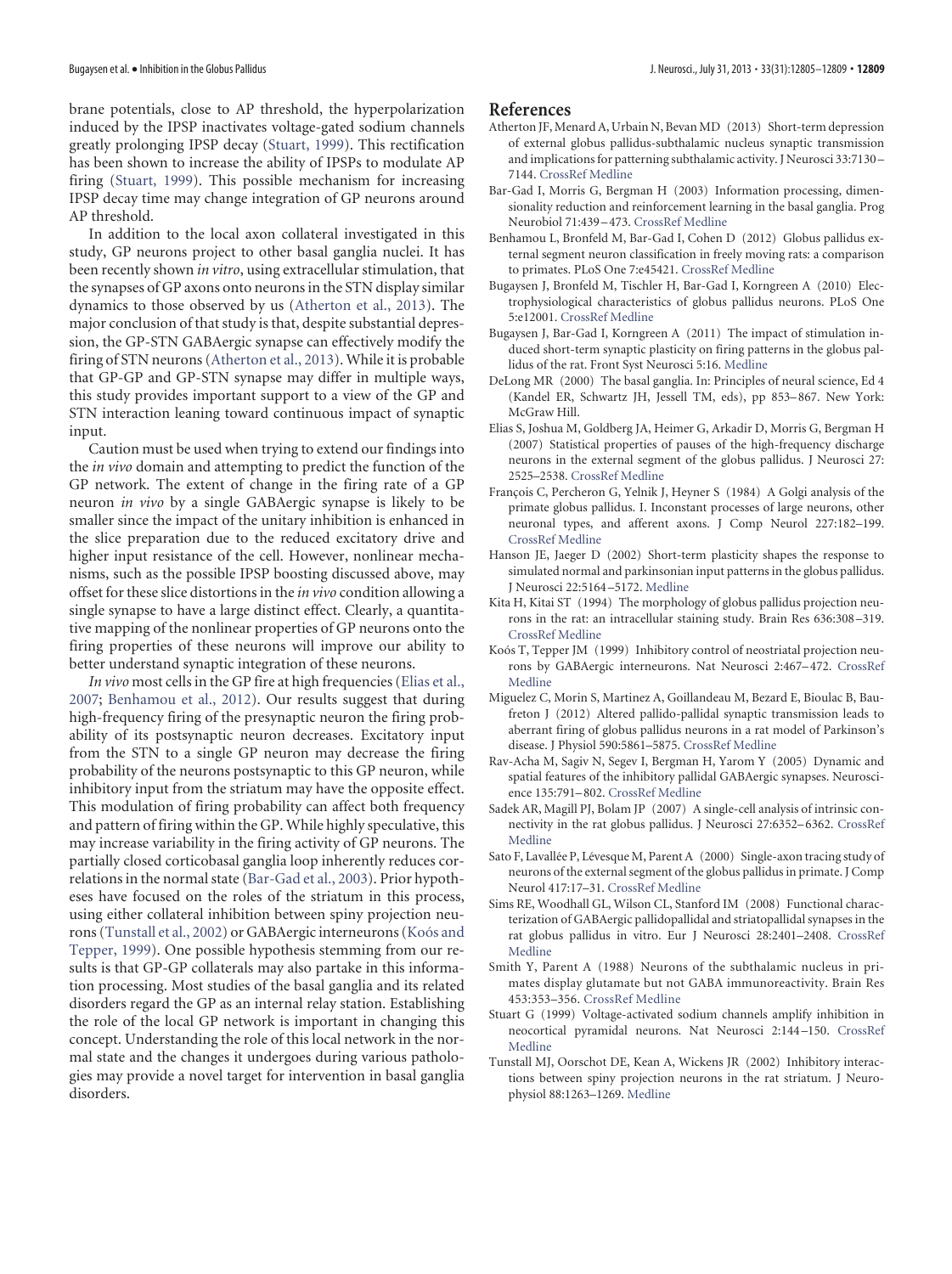brane potentials, close to AP threshold, the hyperpolarization induced by the IPSP inactivates voltage-gated sodium channels greatly prolonging IPSP decay (Stuart, 1999). This rectification has been shown to increase the ability of IPSPs to modulate AP firing (Stuart, 1999). This possible mechanism for increasing IPSP decay time may change integration of GP neurons around AP threshold.

In addition to the local axon collateral investigated in this study, GP neurons project to other basal ganglia nuclei. It has been recently shown *in vitro*, using extracellular stimulation, that the synapses of GP axons onto neurons in the STN display similar dynamics to those observed by us (Atherton et al., 2013). The major conclusion of that study is that, despite substantial depression, the GP-STN GABAergic synapse can effectively modify the firing of STN neurons (Atherton et al., 2013). While it is probable that GP-GP and GP-STN synapse may differ in multiple ways, this study provides important support to a view of the GP and STN interaction leaning toward continuous impact of synaptic input.

Caution must be used when trying to extend our findings into the *in vivo* domain and attempting to predict the function of the GP network. The extent of change in the firing rate of a GP neuron *in vivo* by a single GABAergic synapse is likely to be smaller since the impact of the unitary inhibition is enhanced in the slice preparation due to the reduced excitatory drive and higher input resistance of the cell. However, nonlinear mechanisms, such as the possible IPSP boosting discussed above, may offset for these slice distortions in the *in vivo* condition allowing a single synapse to have a large distinct effect. Clearly, a quantitative mapping of the nonlinear properties of GP neurons onto the firing properties of these neurons will improve our ability to better understand synaptic integration of these neurons.

*In vivo* most cells in the GP fire at high frequencies (Elias et al., 2007; Benhamou et al., 2012). Our results suggest that during high-frequency firing of the presynaptic neuron the firing probability of its postsynaptic neuron decreases. Excitatory input from the STN to a single GP neuron may decrease the firing probability of the neurons postsynaptic to this GP neuron, while inhibitory input from the striatum may have the opposite effect. This modulation of firing probability can affect both frequency and pattern of firing within the GP. While highly speculative, this may increase variability in the firing activity of GP neurons. The partially closed corticobasal ganglia loop inherently reduces correlations in the normal state (Bar-Gad et al., 2003). Prior hypotheses have focused on the roles of the striatum in this process, using either collateral inhibition between spiny projection neurons (Tunstall et al., 2002) or GABAergic interneurons (Koós and Tepper, 1999). One possible hypothesis stemming from our results is that GP-GP collaterals may also partake in this information processing. Most studies of the basal ganglia and its related disorders regard the GP as an internal relay station. Establishing the role of the local GP network is important in changing this concept. Understanding the role of this local network in the normal state and the changes it undergoes during various pathologies may provide a novel target for intervention in basal ganglia disorders.

## References

Atherton JF, Menard A, Urbain N, Bevan MD (2013) Short-term depression of external globus pallidus-subthalamic nucleus synaptic transmission and implications for patterning subthalamic activity. J Neurosci 33:7130–7144. CrossRef Medline

Bar-Gad I, Morris G, Bergman H (2003) Information processing, dimensionality reduction and reinforcement learning in the basal ganglia. Prog Neurobiol 71:439–473. CrossRef Medline

Benhamou L, Bronfeld M, Bar-Gad I, Cohen D (2012) Globus pallidus external segment neuron classification in freely moving rats: a comparison to primates. PLoS One 7:e45421. CrossRef Medline

Bugaysen J, Bronfeld M, Tischler H, Bar-Gad I, Korngreen A (2010) Electrophysiological characteristics of globus pallidus neurons. PLoS One 5:e12001. CrossRef Medline

Bugaysen J, Bar-Gad I, Korngreen A (2011) The impact of stimulation induced short-term synaptic plasticity on firing patterns in the globus pallidus of the rat. Front Syst Neurosci 5:16. Medline

DeLong MR (2000) The basal ganglia. In: Principles of neural science, Ed 4 (Kandel ER, Schwartz JH, Jessell TM, eds), pp 853–867. New York: McGraw Hill.

Elias S, Joshua M, Goldberg JA, Heimer G, Arkadir D, Morris G, Bergman H (2007) Statistical properties of pauses of the high-frequency discharge neurons in the external segment of the globus pallidus. J Neurosci 27: 2525–2538. CrossRef Medline

François C, Percheron G, Yelnik J, Heyner S (1984) A Golgi analysis of the primate globus pallidus. I. Inconstant processes of large neurons, other neuronal types, and afferent axons. J Comp Neurol 227:182–199. CrossRef Medline

Hanson JE, Jaeger D (2002) Short-term plasticity shapes the response to simulated normal and parkinsonian input patterns in the globus pallidus. J Neurosci 22:5164–5172. Medline

Kita H, Kitai ST (1994) The morphology of globus pallidus projection neurons in the rat: an intracellular staining study. Brain Res 636:308–319. CrossRef Medline

Koós T, Tepper JM (1999) Inhibitory control of neostriatal projection neurons by GABAergic interneurons. Nat Neurosci 2:467–472. CrossRef Medline

Miguelez C, Morin S, Martinez A, Goillandeau M, Bezard E, Bioulac B, Baufreton J (2012) Altered pallido-pallidal synaptic transmission leads to aberrant firing of globus pallidus neurons in a rat model of Parkinson's disease. J Physiol 590:5861–5875. CrossRef Medline

Rav-Acha M, Sagiv N, Segev I, Bergman H, Yarom Y (2005) Dynamic and spatial features of the inhibitory pallidal GABAergic synapses. Neuroscience 135:791–802. CrossRef Medline

Sadek AR, Magill PJ, Bolam JP (2007) A single-cell analysis of intrinsic connectivity in the rat globus pallidus. J Neurosci 27:6352–6362. CrossRef Medline

Sato F, Lavallée P, Lévesque M, Parent A (2000) Single-axon tracing study of neurons of the external segment of the globus pallidus in primate. J Comp Neurol 417:17–31. CrossRef Medline

Sims RE, Woodhall GL, Wilson CL, Stanford IM (2008) Functional characterization of GABAergic pallidopallidal and striatopallidal synapses in the rat globus pallidus in vitro. Eur J Neurosci 28:2401–2408. CrossRef Medline

Smith Y, Parent A (1988) Neurons of the subthalamic nucleus in primates display glutamate but not GABA immunoreactivity. Brain Res 453:353–356. CrossRef Medline

Stuart G (1999) Voltage-activated sodium channels amplify inhibition in neocortical pyramidal neurons. Nat Neurosci 2:144–150. CrossRef Medline

Tunstall MJ, Oorschot DE, Kean A, Wickens JR (2002) Inhibitory interactions between spiny projection neurons in the rat striatum. J Neurophysiol 88:1263–1269. Medline